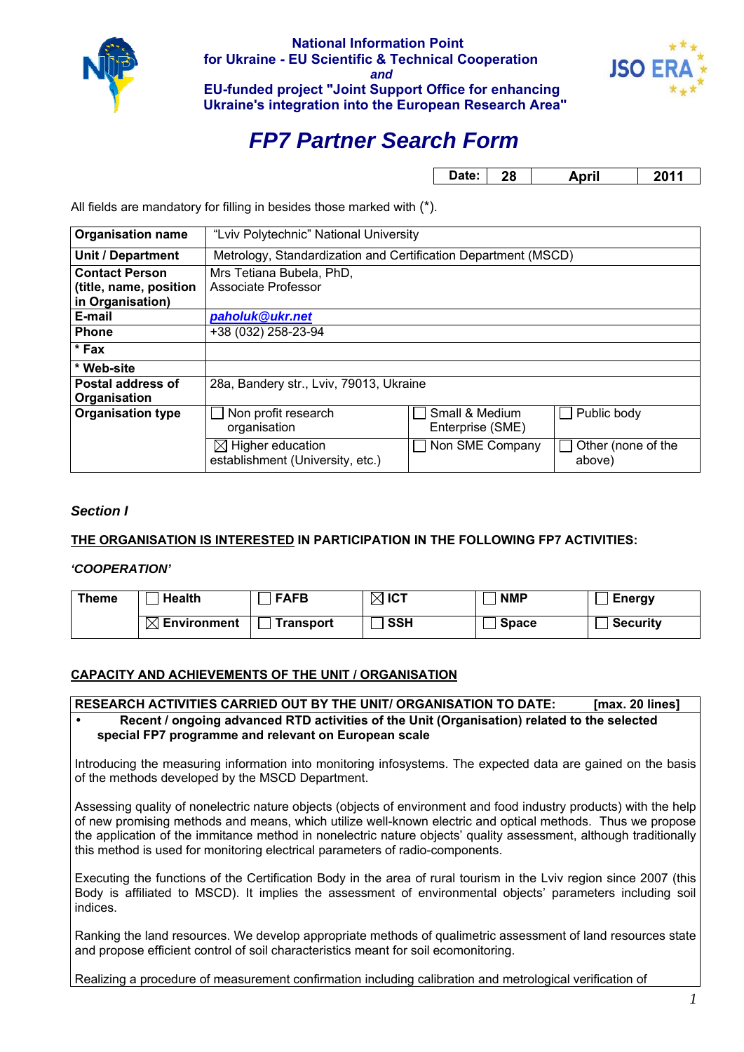**National Information Point**
**for Ukraine - EU Scientific & Technical Cooperation**
***and***
**EU-funded project "Joint Support Office for enhancing Ukraine's integration into the European Research Area"**

# *FP7 Partner Search Form*

| Date: | 28 | April | 2011 |
|---|---|---|---|

All fields are mandatory for filling in besides those marked with (*).

| **Organisation name** | "Lviv Polytechnic" National University | | |
|---|---|---|---|
| **Unit / Department** | Metrology, Standardization and Certification Department (MSCD) | | |
| **Contact Person (title, name, position in Organisation)** | Mrs Tetiana Bubela, PhD, Associate Professor | | |
| **E-mail** | *paholuk@ukr.net* | | |
| **Phone** | +38 (032) 258-23-94 | | |
| **\* Fax** | | | |
| **\* Web-site** | | | |
| **Postal address of Organisation** | 28a, Bandery str., Lviv, 79013, Ukraine | | |
| **Organisation type** | ☐ Non profit research organisation | ☐ Small & Medium Enterprise (SME) | ☐ Public body |
| | ☒ Higher education establishment (University, etc.) | ☐ Non SME Company | ☐ Other (none of the above) |

### *Section I*

**THE ORGANISATION IS INTERESTED IN PARTICIPATION IN THE FOLLOWING FP7 ACTIVITIES:**

***'COOPERATION'***

| **Theme** | ☐ **Health** | ☐ **FAFB** | ☒ **ICT** | ☐ **NMP** | ☐ **Energy** |
|---|---|---|---|---|---|
| | ☒ **Environment** | ☐ **Transport** | ☐ **SSH** | ☐ **Space** | ☐ **Security** |

**CAPACITY AND ACHIEVEMENTS OF THE UNIT / ORGANISATION**

**RESEARCH ACTIVITIES CARRIED OUT BY THE UNIT/ ORGANISATION TO DATE: [max. 20 lines]**

- **Recent / ongoing advanced RTD activities of the Unit (Organisation) related to the selected special FP7 programme and relevant on European scale**

Introducing the measuring information into monitoring infosystems. The expected data are gained on the basis of the methods developed by the MSCD Department.

Assessing quality of nonelectric nature objects (objects of environment and food industry products) with the help of new promising methods and means, which utilize well-known electric and optical methods. Thus we propose the application of the immitance method in nonelectric nature objects' quality assessment, although traditionally this method is used for monitoring electrical parameters of radio-components.

Executing the functions of the Certification Body in the area of rural tourism in the Lviv region since 2007 (this Body is affiliated to MSCD). It implies the assessment of environmental objects' parameters including soil indices.

Ranking the land resources. We develop appropriate methods of qualimetric assessment of land resources state and propose efficient control of soil characteristics meant for soil ecomonitoring.

Realizing a procedure of measurement confirmation including calibration and metrological verification of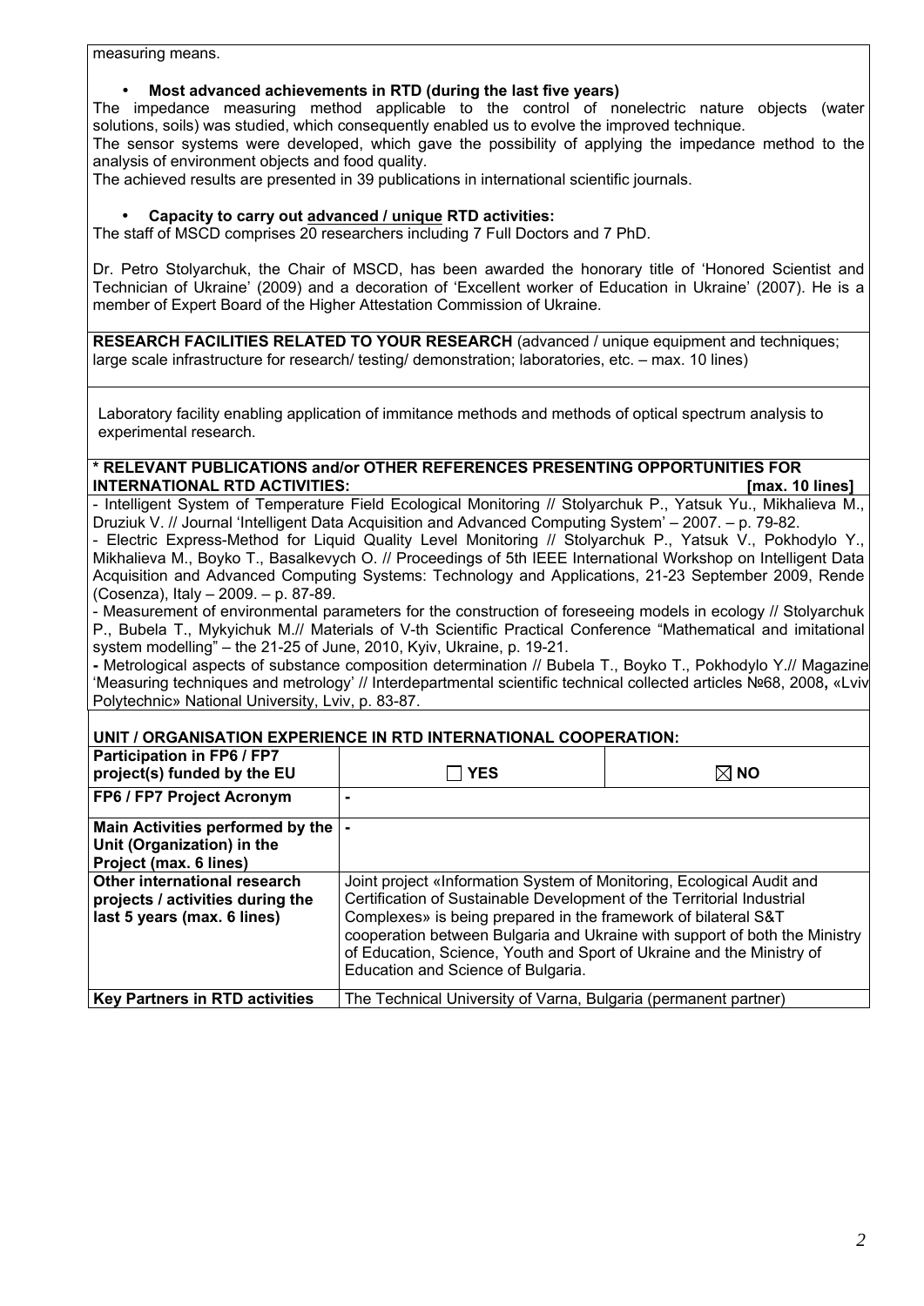measuring means.

- **Most advanced achievements in RTD (during the last five years)**

The impedance measuring method applicable to the control of nonelectric nature objects (water solutions, soils) was studied, which consequently enabled us to evolve the improved technique.

The sensor systems were developed, which gave the possibility of applying the impedance method to the analysis of environment objects and food quality.

The achieved results are presented in 39 publications in international scientific journals.

- **Capacity to carry out advanced / unique RTD activities:**

The staff of MSCD comprises 20 researchers including 7 Full Doctors and 7 PhD.

Dr. Petro Stolyarchuk, the Chair of MSCD, has been awarded the honorary title of 'Honored Scientist and Technician of Ukraine' (2009) and a decoration of 'Excellent worker of Education in Ukraine' (2007). He is a member of Expert Board of the Higher Attestation Commission of Ukraine.

**RESEARCH FACILITIES RELATED TO YOUR RESEARCH** (advanced / unique equipment and techniques; large scale infrastructure for research/ testing/ demonstration; laboratories, etc. – max. 10 lines)

Laboratory facility enabling application of immitance methods and methods of optical spectrum analysis to experimental research.

**\* RELEVANT PUBLICATIONS and/or OTHER REFERENCES PRESENTING OPPORTUNITIES FOR INTERNATIONAL RTD ACTIVITIES: [max. 10 lines]**

- Intelligent System of Temperature Field Ecological Monitoring // Stolyarchuk P., Yatsuk Yu., Mikhalieva M., Druziuk V. // Journal 'Intelligent Data Acquisition and Advanced Computing System' – 2007. – p. 79-82.
- Electric Express-Method for Liquid Quality Level Monitoring // Stolyarchuk P., Yatsuk V., Pokhodylo Y., Mikhalieva M., Boyko T., Basalkevych O. // Proceedings of 5th IEEE International Workshop on Intelligent Data Acquisition and Advanced Computing Systems: Technology and Applications, 21-23 September 2009, Rende (Cosenza), Italy – 2009. – p. 87-89.
- Measurement of environmental parameters for the construction of foreseeing models in ecology // Stolyarchuk P., Bubela T., Mykyichuk M.// Materials of V-th Scientific Practical Conference "Mathematical and imitational system modelling" – the 21-25 of June, 2010, Kyiv, Ukraine, p. 19-21.
- Metrological aspects of substance composition determination // Bubela T., Boyko T., Pokhodylo Y.// Magazine 'Measuring techniques and metrology' // Interdepartmental scientific technical collected articles №68, 2008, «Lviv Polytechnic» National University, Lviv, p. 83-87.

**UNIT / ORGANISATION EXPERIENCE IN RTD INTERNATIONAL COOPERATION:**

| **Participation in FP6 / FP7 project(s) funded by the EU** | ☐ **YES** | ☒ **NO** |
|---|---|---|
| **FP6 / FP7 Project Acronym** | - | |
| **Main Activities performed by the Unit (Organization) in the Project (max. 6 lines)** | - | |
| **Other international research projects / activities during the last 5 years (max. 6 lines)** | Joint project «Information System of Monitoring, Ecological Audit and Certification of Sustainable Development of the Territorial Industrial Complexes» is being prepared in the framework of bilateral S&T cooperation between Bulgaria and Ukraine with support of both the Ministry of Education, Science, Youth and Sport of Ukraine and the Ministry of Education and Science of Bulgaria. | |
| **Key Partners in RTD activities** | The Technical University of Varna, Bulgaria (permanent partner) | |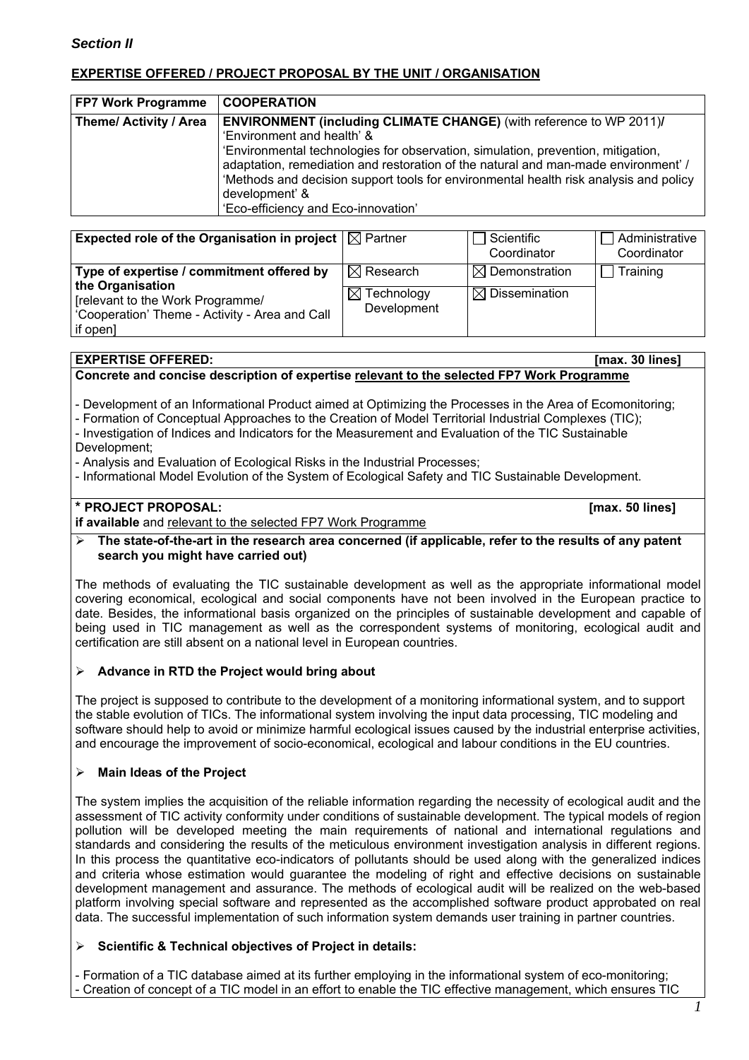### *Section II*

**EXPERTISE OFFERED / PROJECT PROPOSAL BY THE UNIT / ORGANISATION**

| **FP7 Work Programme** | **COOPERATION** |
|---|---|
| **Theme/ Activity / Area** | **ENVIRONMENT (including CLIMATE CHANGE)** (with reference to WP 2011)/ 'Environment and health' & 'Environmental technologies for observation, simulation, prevention, mitigation, adaptation, remediation and restoration of the natural and man-made environment' / 'Methods and decision support tools for environmental health risk analysis and policy development' & 'Eco-efficiency and Eco-innovation' |

| **Expected role of the Organisation in project** | ☒ Partner | ☐ Scientific Coordinator | ☐ Administrative Coordinator |
|---|---|---|---|
| **Type of expertise / commitment offered by the Organisation** [relevant to the Work Programme/ 'Cooperation' Theme - Activity - Area and Call if open] | ☒ Research | ☒ Demonstration | ☐ Training |
| | ☒ Technology Development | ☒ Dissemination | |

**EXPERTISE OFFERED:** **[max. 30 lines]**

**Concrete and concise description of expertise relevant to the selected FP7 Work Programme**

- Development of an Informational Product aimed at Optimizing the Processes in the Area of Ecomonitoring;
- Formation of Conceptual Approaches to the Creation of Model Territorial Industrial Complexes (TIC);
- Investigation of Indices and Indicators for the Measurement and Evaluation of the TIC Sustainable Development;
- Analysis and Evaluation of Ecological Risks in the Industrial Processes;
- Informational Model Evolution of the System of Ecological Safety and TIC Sustainable Development.

**\* PROJECT PROPOSAL:** **[max. 50 lines]**

**if available** and relevant to the selected FP7 Work Programme

- **The state-of-the-art in the research area concerned (if applicable, refer to the results of any patent search you might have carried out)**

The methods of evaluating the TIC sustainable development as well as the appropriate informational model covering economical, ecological and social components have not been involved in the European practice to date. Besides, the informational basis organized on the principles of sustainable development and capable of being used in TIC management as well as the correspondent systems of monitoring, ecological audit and certification are still absent on a national level in European countries.

- **Advance in RTD the Project would bring about**

The project is supposed to contribute to the development of a monitoring informational system, and to support the stable evolution of TICs. The informational system involving the input data processing, TIC modeling and software should help to avoid or minimize harmful ecological issues caused by the industrial enterprise activities, and encourage the improvement of socio-economical, ecological and labour conditions in the EU countries.

- **Main Ideas of the Project**

The system implies the acquisition of the reliable information regarding the necessity of ecological audit and the assessment of TIC activity conformity under conditions of sustainable development. The typical models of region pollution will be developed meeting the main requirements of national and international regulations and standards and considering the results of the meticulous environment investigation analysis in different regions. In this process the quantitative eco-indicators of pollutants should be used along with the generalized indices and criteria whose estimation would guarantee the modeling of right and effective decisions on sustainable development management and assurance. The methods of ecological audit will be realized on the web-based platform involving special software and represented as the accomplished software product approbated on real data. The successful implementation of such information system demands user training in partner countries.

- **Scientific & Technical objectives of Project in details:**

- Formation of a TIC database aimed at its further employing in the informational system of eco-monitoring;
- Creation of concept of a TIC model in an effort to enable the TIC effective management, which ensures TIC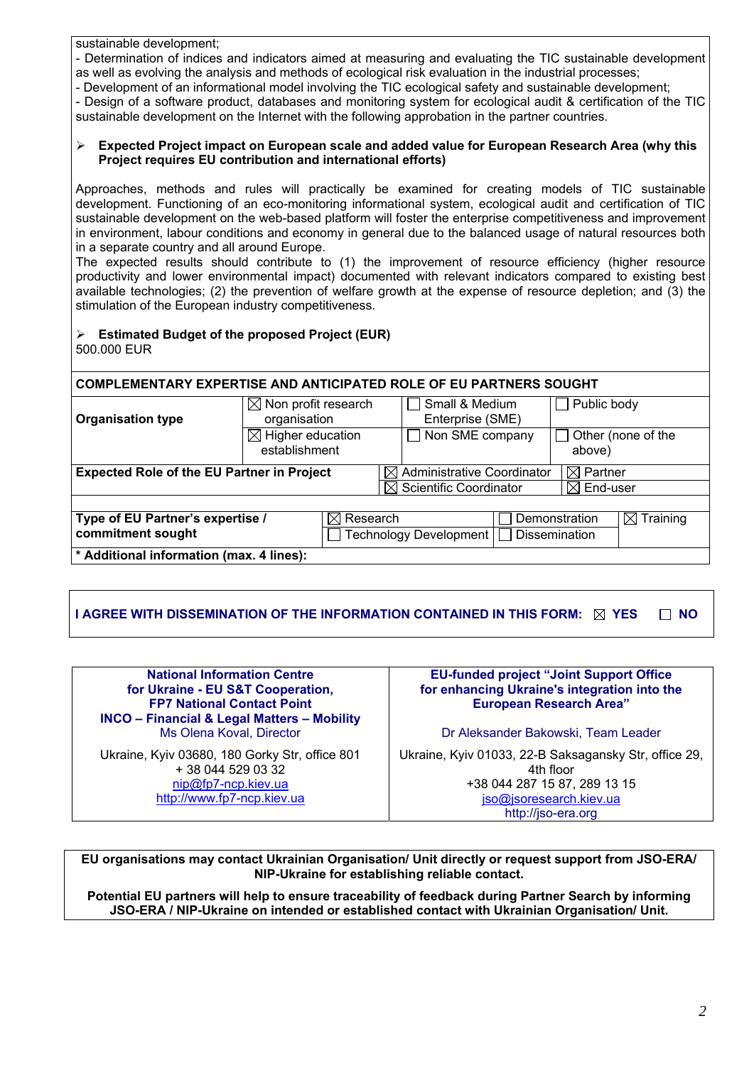sustainable development;
- Determination of indices and indicators aimed at measuring and evaluating the TIC sustainable development as well as evolving the analysis and methods of ecological risk evaluation in the industrial processes;
- Development of an informational model involving the TIC ecological safety and sustainable development;
- Design of a software product, databases and monitoring system for ecological audit & certification of the TIC sustainable development on the Internet with the following approbation in the partner countries.

➢ **Expected Project impact on European scale and added value for European Research Area (why this Project requires EU contribution and international efforts)**

Approaches, methods and rules will practically be examined for creating models of TIC sustainable development. Functioning of an eco-monitoring informational system, ecological audit and certification of TIC sustainable development on the web-based platform will foster the enterprise competitiveness and improvement in environment, labour conditions and economy in general due to the balanced usage of natural resources both in a separate country and all around Europe.
The expected results should contribute to (1) the improvement of resource efficiency (higher resource productivity and lower environmental impact) documented with relevant indicators compared to existing best available technologies; (2) the prevention of welfare growth at the expense of resource depletion; and (3) the stimulation of the European industry competitiveness.

➢ **Estimated Budget of the proposed Project (EUR)**
500.000 EUR

**COMPLEMENTARY EXPERTISE AND ANTICIPATED ROLE OF EU PARTNERS SOUGHT**

| | | | |
|---|---|---|---|
| **Organisation type** | ☒ Non profit research organisation | ☐ Small & Medium Enterprise (SME) | ☐ Public body |
| | ☒ Higher education establishment | ☐ Non SME company | ☐ Other (none of the above) |

| | | |
|---|---|---|
| **Expected Role of the EU Partner in Project** | ☒ Administrative Coordinator | ☒ Partner |
| | ☒ Scientific Coordinator | ☒ End-user |

| | | | |
|---|---|---|---|
| **Type of EU Partner's expertise / commitment sought** | ☒ Research | ☐ Demonstration | ☒ Training |
| | ☐ Technology Development | ☐ Dissemination | |

**\* Additional information (max. 4 lines):**

**I AGREE WITH DISSEMINATION OF THE INFORMATION CONTAINED IN THIS FORM: ☒ YES ☐ NO**

| | |
|---|---|
| **National Information Centre for Ukraine - EU S&T Cooperation, FP7 National Contact Point INCO – Financial & Legal Matters – Mobility**<br>Ms Olena Koval, Director<br>Ukraine, Kyiv 03680, 180 Gorky Str, office 801<br>+ 38 044 529 03 32<br>nip@fp7-ncp.kiev.ua<br>http://www.fp7-ncp.kiev.ua | **EU-funded project "Joint Support Office for enhancing Ukraine's integration into the European Research Area"**<br>Dr Aleksander Bakowski, Team Leader<br>Ukraine, Kyiv 01033, 22-B Saksagansky Str, office 29, 4th floor<br>+38 044 287 15 87, 289 13 15<br>jso@jsoresearch.kiev.ua<br>http://jso-era.org |

**EU organisations may contact Ukrainian Organisation/ Unit directly or request support from JSO-ERA/ NIP-Ukraine for establishing reliable contact.**

**Potential EU partners will help to ensure traceability of feedback during Partner Search by informing JSO-ERA / NIP-Ukraine on intended or established contact with Ukrainian Organisation/ Unit.**